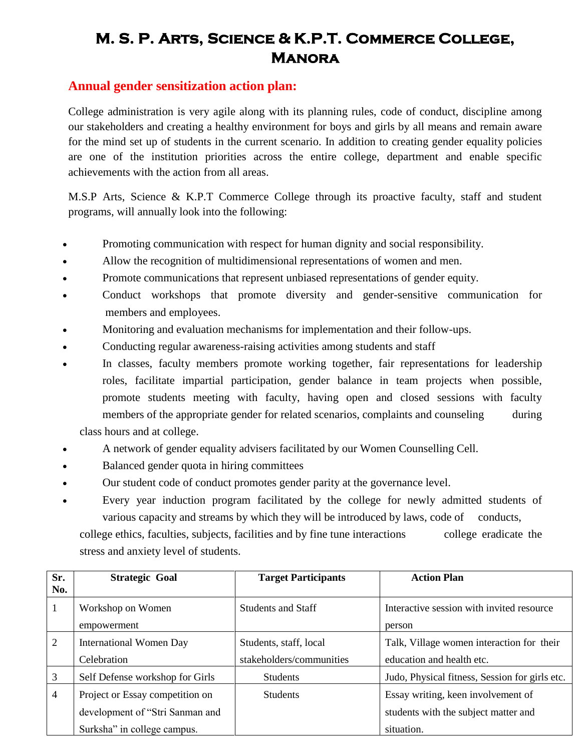# M. S. P. Arts, Science & K.P.T. Commerce College, Manora

## Annual gender sensitization action plan:

College administration is very agile along with its planning rules, code of conduct, discipline among our stakeholders and creating a healthy environment for boys and girls by all means and remain aware for the mind set up of students in the current scenario. In addition to creating gender equality policies are one of the institution priorities across the entire college, department and enable specific achievements with the action from all areas.

M.S.P Arts, Science & K.P.T Commerce College through its proactive faculty, staff and student programs, will annually look into the following:

- Promoting communication with respect for human dignity and social responsibility.
- Allow the recognition of multidimensional representations of women and men.
- Promote communications that represent unbiased representations of gender equity.
- Conduct workshops that promote diversity and gender-sensitive communication for members and employees.
- Monitoring and evaluation mechanisms for implementation and their follow-ups.
- Conducting regular awareness-raising activities among students and staff
- In classes, faculty members promote working together, fair representations for leadership roles, facilitate impartial participation, gender balance in team projects when possible, promote students meeting with faculty, having open and closed sessions with faculty members of the appropriate gender for related scenarios, complaints and counseling during class hours and at college.
- A network of gender equality advisers facilitated by our Women Counselling Cell.
- Balanced gender quota in hiring committees
- Our student code of conduct promotes gender parity at the governance level.
- Every year induction program facilitated by the college for newly admitted students of various capacity and streams by which they will be introduced by laws, code of conducts, college ethics, faculties, subjects, facilities and by fine tune interactions college eradicate the stress and anxiety level of students.

| Sr. No. | Strategic Goal | Target Participants | Action Plan |
|---|---|---|---|
| 1 | Workshop on Women empowerment | Students and Staff | Interactive session with invited resource person |
| 2 | International Women Day Celebration | Students, staff, local stakeholders/communities | Talk, Village women interaction for their education and health etc. |
| 3 | Self Defense workshop for Girls | Students | Judo, Physical fitness, Session for girls etc. |
| 4 | Project or Essay competition on development of "Stri Sanman and Surksha" in college campus. | Students | Essay writing, keen involvement of students with the subject matter and situation. |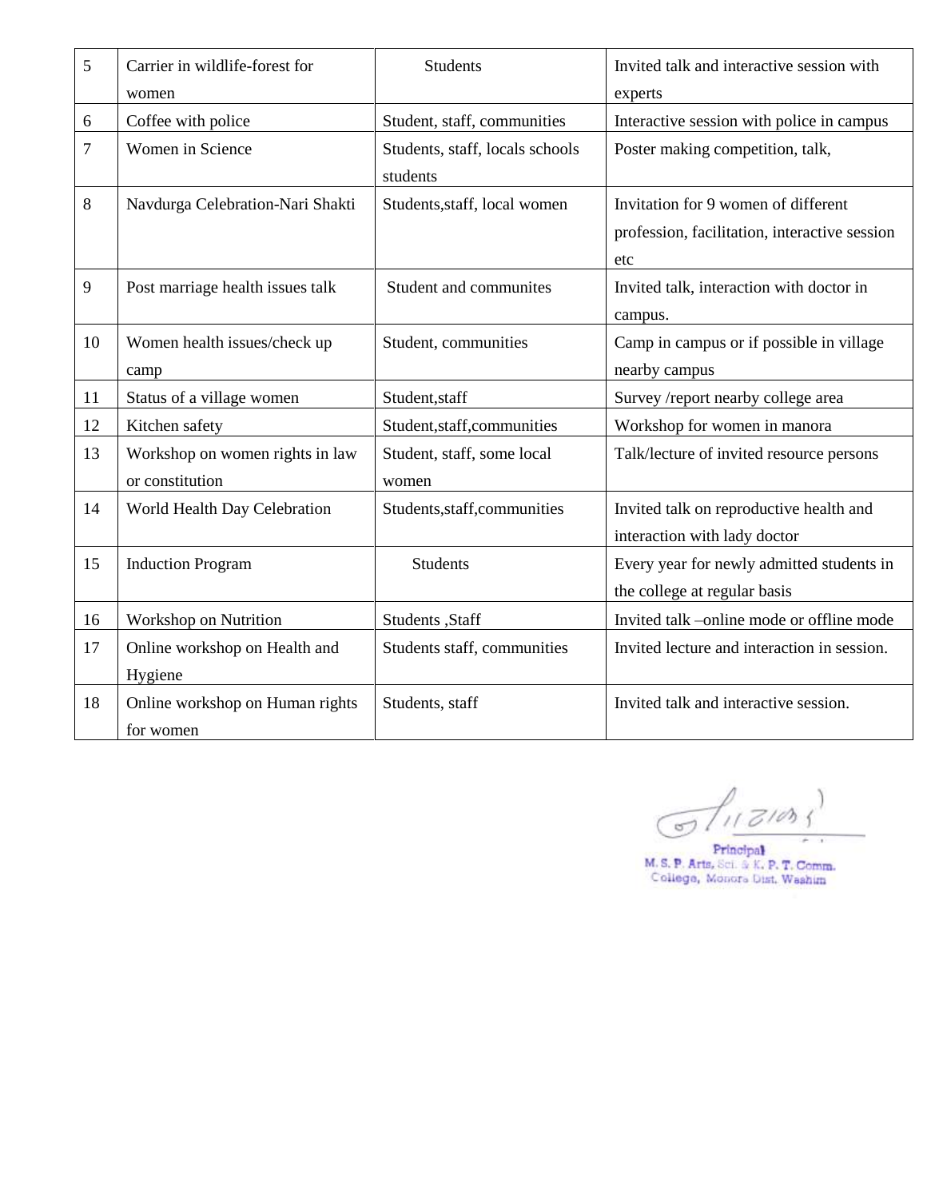| | | | |
|---|---|---|---|
| 5 | Carrier in wildlife-forest for women | Students | Invited talk and interactive session with experts |
| 6 | Coffee with police | Student, staff, communities | Interactive session with police in campus |
| 7 | Women in Science | Students, staff, locals schools students | Poster making competition, talk, |
| 8 | Navdurga Celebration-Nari Shakti | Students,staff, local women | Invitation for 9 women of different profession, facilitation, interactive session etc |
| 9 | Post marriage health issues talk | Student and communites | Invited talk, interaction with doctor in campus. |
| 10 | Women health issues/check up camp | Student, communities | Camp in campus or if possible in village nearby campus |
| 11 | Status of a village women | Student,staff | Survey /report nearby college area |
| 12 | Kitchen safety | Student,staff,communities | Workshop for women in manora |
| 13 | Workshop on women rights in law or constitution | Student, staff, some local women | Talk/lecture of invited resource persons |
| 14 | World Health Day Celebration | Students,staff,communities | Invited talk on reproductive health and interaction with lady doctor |
| 15 | Induction Program | Students | Every year for newly admitted students in the college at regular basis |
| 16 | Workshop on Nutrition | Students ,Staff | Invited talk –online mode or offline mode |
| 17 | Online workshop on Health and Hygiene | Students staff, communities | Invited lecture and interaction in session. |
| 18 | Online workshop on Human rights for women | Students, staff | Invited talk and interactive session. |

Principal
M. S. P. Arts, Sci. & K. P. T. Comm. College, Manora Dist. Washim